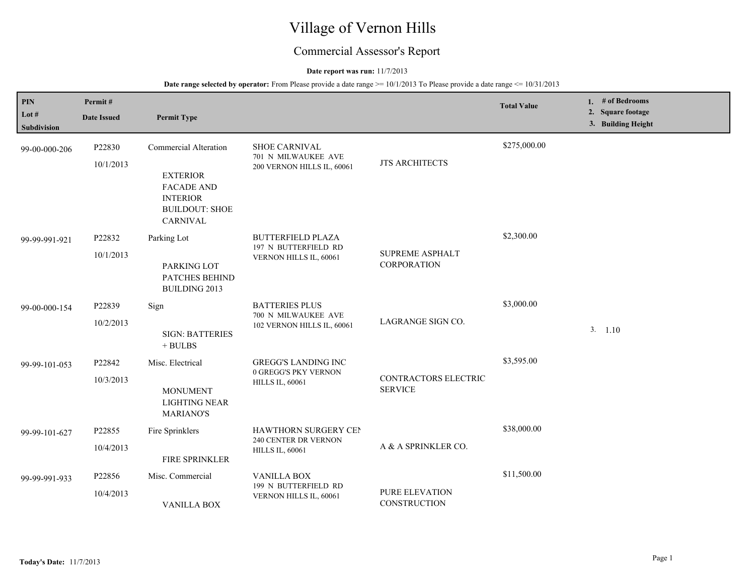# Village of Vernon Hills

## Commercial Assessor's Report

**Date report was run:** 11/7/2013

**Date range selected by operator:** From Please provide a date range >= 10/1/2013 To Please provide a date range <= 10/31/2013

| PIN / Lot # / Subdivision | Permit # / Date Issued | Permit Type | | | Total Value | 1. # of Bedrooms 2. Square footage 3. Building Height |
|---|---|---|---|---|---|---|
| 99-00-000-206 | P22830 10/1/2013 | Commercial Alteration EXTERIOR FACADE AND INTERIOR BUILDOUT: SHOE CARNIVAL | SHOE CARNIVAL 701 N MILWAUKEE AVE 200 VERNON HILLS IL, 60061 | JTS ARCHITECTS | $275,000.00 | |
| 99-99-991-921 | P22832 10/1/2013 | Parking Lot PARKING LOT PATCHES BEHIND BUILDING 2013 | BUTTERFIELD PLAZA 197 N BUTTERFIELD RD VERNON HILLS IL, 60061 | SUPREME ASPHALT CORPORATION | $2,300.00 | |
| 99-00-000-154 | P22839 10/2/2013 | Sign SIGN: BATTERIES + BULBS | BATTERIES PLUS 700 N MILWAUKEE AVE 102 VERNON HILLS IL, 60061 | LAGRANGE SIGN CO. | $3,000.00 | 3. 1.10 |
| 99-99-101-053 | P22842 10/3/2013 | Misc. Electrical MONUMENT LIGHTING NEAR MARIANO'S | GREGG'S LANDING INC 0 GREGG'S PKY VERNON HILLS IL, 60061 | CONTRACTORS ELECTRIC SERVICE | $3,595.00 | |
| 99-99-101-627 | P22855 10/4/2013 | Fire Sprinklers FIRE SPRINKLER | HAWTHORN SURGERY CEN 240 CENTER DR VERNON HILLS IL, 60061 | A & A SPRINKLER CO. | $38,000.00 | |
| 99-99-991-933 | P22856 10/4/2013 | Misc. Commercial VANILLA BOX | VANILLA BOX 199 N BUTTERFIELD RD VERNON HILLS IL, 60061 | PURE ELEVATION CONSTRUCTION | $11,500.00 | |

**Today's Date:** 11/7/2013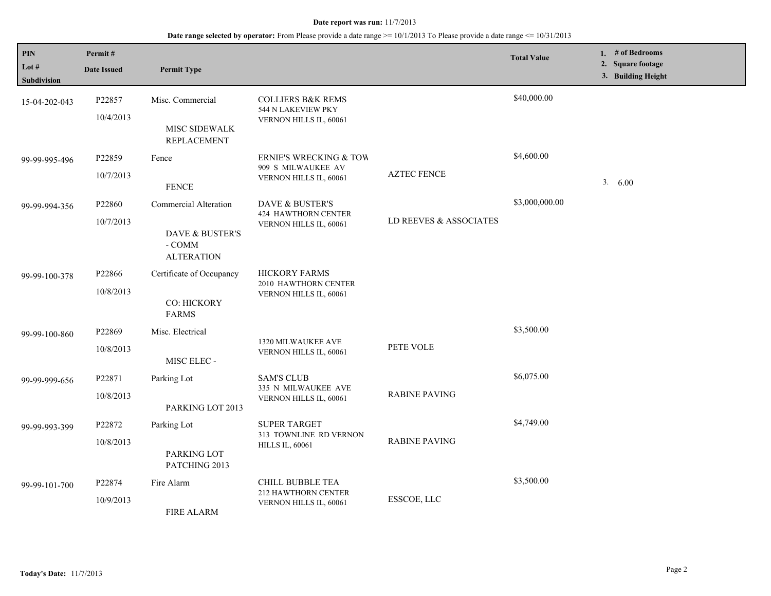**Date report was run:** 11/7/2013

**Date range selected by operator:** From Please provide a date range >= 10/1/2013 To Please provide a date range <= 10/31/2013

| PIN / Lot # / Subdivision | Permit # / Date Issued | Permit Type | | | Total Value | 1. # of Bedrooms 2. Square footage 3. Building Height |
|---|---|---|---|---|---|---|
| 15-04-202-043 | P22857 10/4/2013 | Misc. Commercial MISC SIDEWALK REPLACEMENT | COLLIERS B&K REMS 544 N LAKEVIEW PKY VERNON HILLS IL, 60061 | | $40,000.00 | |
| 99-99-995-496 | P22859 10/7/2013 | Fence FENCE | ERNIE'S WRECKING & TOW 909 S MILWAUKEE AV VERNON HILLS IL, 60061 | AZTEC FENCE | $4,600.00 | 3. 6.00 |
| 99-99-994-356 | P22860 10/7/2013 | Commercial Alteration DAVE & BUSTER'S - COMM ALTERATION | DAVE & BUSTER'S 424 HAWTHORN CENTER VERNON HILLS IL, 60061 | LD REEVES & ASSOCIATES | $3,000,000.00 | |
| 99-99-100-378 | P22866 10/8/2013 | Certificate of Occupancy CO: HICKORY FARMS | HICKORY FARMS 2010 HAWTHORN CENTER VERNON HILLS IL, 60061 | | | |
| 99-99-100-860 | P22869 10/8/2013 | Misc. Electrical MISC ELEC - | 1320 MILWAUKEE AVE VERNON HILLS IL, 60061 | PETE VOLE | $3,500.00 | |
| 99-99-999-656 | P22871 10/8/2013 | Parking Lot PARKING LOT 2013 | SAM'S CLUB 335 N MILWAUKEE AVE VERNON HILLS IL, 60061 | RABINE PAVING | $6,075.00 | |
| 99-99-993-399 | P22872 10/8/2013 | Parking Lot PARKING LOT PATCHING 2013 | SUPER TARGET 313 TOWNLINE RD VERNON HILLS IL, 60061 | RABINE PAVING | $4,749.00 | |
| 99-99-101-700 | P22874 10/9/2013 | Fire Alarm FIRE ALARM | CHILL BUBBLE TEA 212 HAWTHORN CENTER VERNON HILLS IL, 60061 | ESSCOE, LLC | $3,500.00 | |

**Today's Date:** 11/7/2013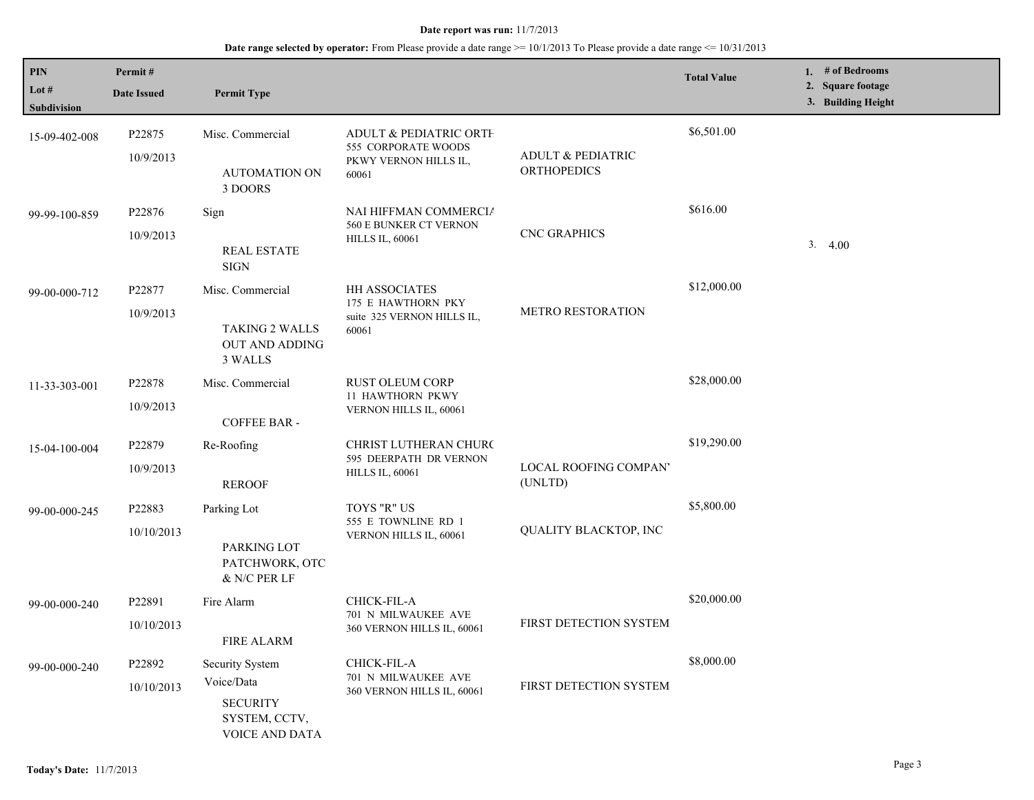**Date report was run:** 11/7/2013

**Date range selected by operator:** From Please provide a date range >= 10/1/2013 To Please provide a date range <= 10/31/2013

| PIN<br>Lot #<br>Subdivision | Permit #<br>Date Issued | Permit Type | | | Total Value | 1. # of Bedrooms<br>2. Square footage<br>3. Building Height |
|---|---|---|---|---|---|---|
| 15-09-402-008 | P22875<br>10/9/2013 | Misc. Commercial<br>AUTOMATION ON 3 DOORS | ADULT & PEDIATRIC ORTH<br>555 CORPORATE WOODS PKWY VERNON HILLS IL, 60061 | ADULT & PEDIATRIC ORTHOPEDICS | $6,501.00 | |
| 99-99-100-859 | P22876<br>10/9/2013 | Sign<br>REAL ESTATE SIGN | NAI HIFFMAN COMMERCIA<br>560 E BUNKER CT VERNON HILLS IL, 60061 | CNC GRAPHICS | $616.00 | 3. 4.00 |
| 99-00-000-712 | P22877<br>10/9/2013 | Misc. Commercial<br>TAKING 2 WALLS OUT AND ADDING 3 WALLS | HH ASSOCIATES<br>175 E HAWTHORN PKY suite 325 VERNON HILLS IL, 60061 | METRO RESTORATION | $12,000.00 | |
| 11-33-303-001 | P22878<br>10/9/2013 | Misc. Commercial<br>COFFEE BAR - | RUST OLEUM CORP<br>11 HAWTHORN PKWY VERNON HILLS IL, 60061 | | $28,000.00 | |
| 15-04-100-004 | P22879<br>10/9/2013 | Re-Roofing<br>REROOF | CHRIST LUTHERAN CHURC<br>595 DEERPATH DR VERNON HILLS IL, 60061 | LOCAL ROOFING COMPANY (UNLTD) | $19,290.00 | |
| 99-00-000-245 | P22883<br>10/10/2013 | Parking Lot<br>PARKING LOT PATCHWORK, OTC & N/C PER LF | TOYS "R" US<br>555 E TOWNLINE RD 1 VERNON HILLS IL, 60061 | QUALITY BLACKTOP, INC | $5,800.00 | |
| 99-00-000-240 | P22891<br>10/10/2013 | Fire Alarm<br>FIRE ALARM | CHICK-FIL-A<br>701 N MILWAUKEE AVE 360 VERNON HILLS IL, 60061 | FIRST DETECTION SYSTEM | $20,000.00 | |
| 99-00-000-240 | P22892<br>10/10/2013 | Security System Voice/Data<br>SECURITY SYSTEM, CCTV, VOICE AND DATA | CHICK-FIL-A<br>701 N MILWAUKEE AVE 360 VERNON HILLS IL, 60061 | FIRST DETECTION SYSTEM | $8,000.00 | |

**Today's Date:** 11/7/2013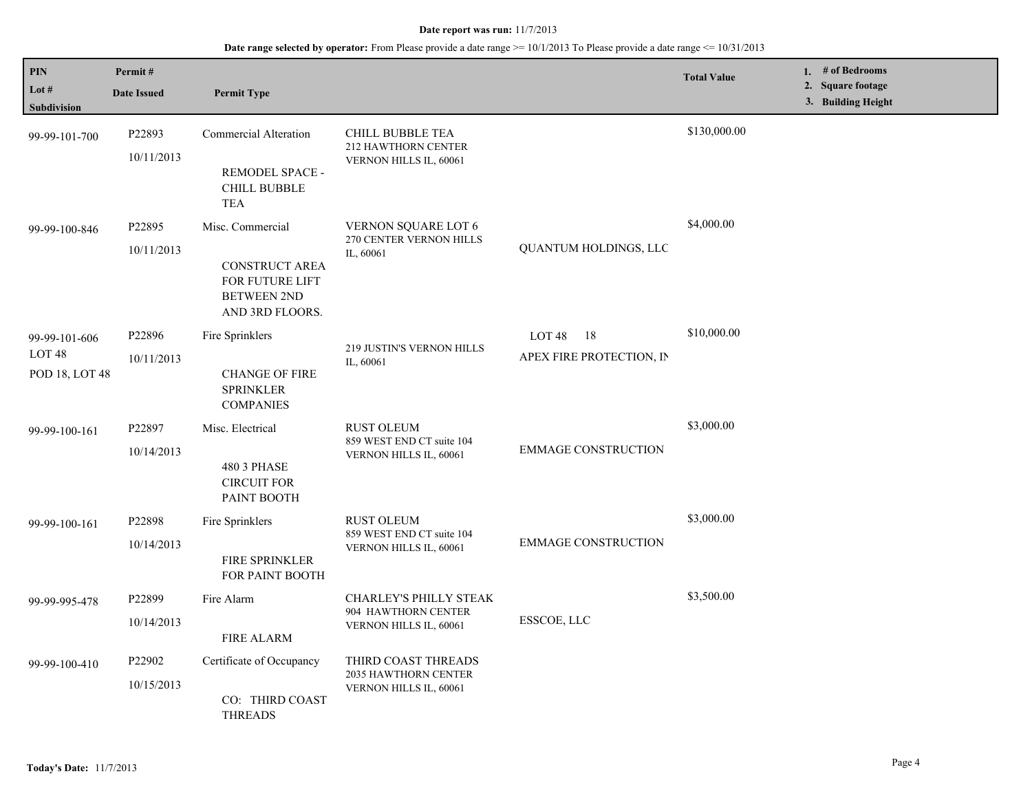**Date report was run:** 11/7/2013

**Date range selected by operator:** From Please provide a date range >= 10/1/2013 To Please provide a date range <= 10/31/2013

| PIN<br>Lot #<br>Subdivision | Permit #<br>Date Issued | Permit Type | | | Total Value | 1. # of Bedrooms<br>2. Square footage<br>3. Building Height |
|---|---|---|---|---|---|---|
| 99-99-101-700 | P22893<br>10/11/2013 | Commercial Alteration<br><br>REMODEL SPACE - CHILL BUBBLE TEA | CHILL BUBBLE TEA<br>212 HAWTHORN CENTER<br>VERNON HILLS IL, 60061 | | $130,000.00 | |
| 99-99-100-846 | P22895<br>10/11/2013 | Misc. Commercial<br><br>CONSTRUCT AREA FOR FUTURE LIFT BETWEEN 2ND AND 3RD FLOORS. | VERNON SQUARE LOT 6<br>270 CENTER VERNON HILLS IL, 60061 | QUANTUM HOLDINGS, LLC | $4,000.00 | |
| 99-99-101-606<br>LOT 48<br>POD 18, LOT 48 | P22896<br>10/11/2013 | Fire Sprinklers<br><br>CHANGE OF FIRE SPRINKLER COMPANIES | 219 JUSTIN'S VERNON HILLS IL, 60061 | LOT 48 18<br>APEX FIRE PROTECTION, IN | $10,000.00 | |
| 99-99-100-161 | P22897<br>10/14/2013 | Misc. Electrical<br><br>480 3 PHASE CIRCUIT FOR PAINT BOOTH | RUST OLEUM<br>859 WEST END CT suite 104<br>VERNON HILLS IL, 60061 | EMMAGE CONSTRUCTION | $3,000.00 | |
| 99-99-100-161 | P22898<br>10/14/2013 | Fire Sprinklers<br><br>FIRE SPRINKLER FOR PAINT BOOTH | RUST OLEUM<br>859 WEST END CT suite 104<br>VERNON HILLS IL, 60061 | EMMAGE CONSTRUCTION | $3,000.00 | |
| 99-99-995-478 | P22899<br>10/14/2013 | Fire Alarm<br><br>FIRE ALARM | CHARLEY'S PHILLY STEAK<br>904 HAWTHORN CENTER<br>VERNON HILLS IL, 60061 | ESSCOE, LLC | $3,500.00 | |
| 99-99-100-410 | P22902<br>10/15/2013 | Certificate of Occupancy<br><br>CO: THIRD COAST THREADS | THIRD COAST THREADS<br>2035 HAWTHORN CENTER<br>VERNON HILLS IL, 60061 | | | |

**Today's Date:** 11/7/2013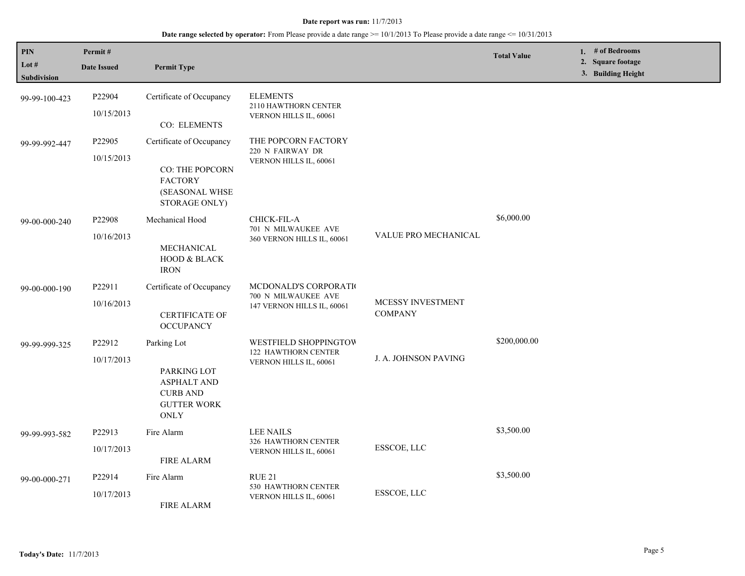**Date report was run:** 11/7/2013

**Date range selected by operator:** From Please provide a date range >= 10/1/2013 To Please provide a date range <= 10/31/2013

| PIN<br>Lot #<br>Subdivision | Permit #<br>Date Issued | Permit Type | | | Total Value | 1. # of Bedrooms<br>2. Square footage<br>3. Building Height |
|---|---|---|---|---|---|---|
| 99-99-100-423 | P22904<br>10/15/2013 | Certificate of Occupancy<br>CO: ELEMENTS | ELEMENTS<br>2110 HAWTHORN CENTER<br>VERNON HILLS IL, 60061 | | | |
| 99-99-992-447 | P22905<br>10/15/2013 | Certificate of Occupancy<br>CO: THE POPCORN FACTORY (SEASONAL WHSE STORAGE ONLY) | THE POPCORN FACTORY<br>220 N FAIRWAY DR<br>VERNON HILLS IL, 60061 | | | |
| 99-00-000-240 | P22908<br>10/16/2013 | Mechanical Hood<br>MECHANICAL HOOD & BLACK IRON | CHICK-FIL-A<br>701 N MILWAUKEE AVE<br>360 VERNON HILLS IL, 60061 | VALUE PRO MECHANICAL | $6,000.00 | |
| 99-00-000-190 | P22911<br>10/16/2013 | Certificate of Occupancy<br>CERTIFICATE OF OCCUPANCY | MCDONALD'S CORPORATI(<br>700 N MILWAUKEE AVE<br>147 VERNON HILLS IL, 60061 | MCESSY INVESTMENT COMPANY | | |
| 99-99-999-325 | P22912<br>10/17/2013 | Parking Lot<br>PARKING LOT ASPHALT AND CURB AND GUTTER WORK ONLY | WESTFIELD SHOPPINGTOW<br>122 HAWTHORN CENTER<br>VERNON HILLS IL, 60061 | J. A. JOHNSON PAVING | $200,000.00 | |
| 99-99-993-582 | P22913<br>10/17/2013 | Fire Alarm<br>FIRE ALARM | LEE NAILS<br>326 HAWTHORN CENTER<br>VERNON HILLS IL, 60061 | ESSCOE, LLC | $3,500.00 | |
| 99-00-000-271 | P22914<br>10/17/2013 | Fire Alarm<br>FIRE ALARM | RUE 21<br>530 HAWTHORN CENTER<br>VERNON HILLS IL, 60061 | ESSCOE, LLC | $3,500.00 | |

**Today's Date:** 11/7/2013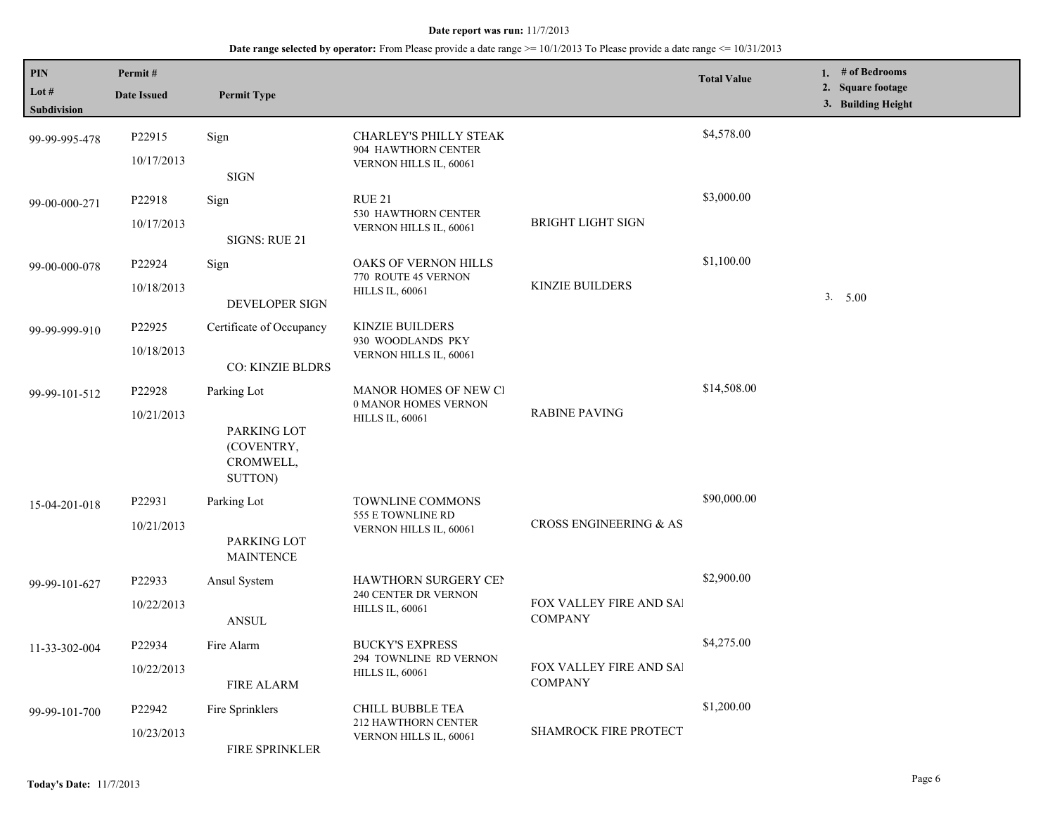**Date report was run:** 11/7/2013

**Date range selected by operator:** From Please provide a date range >= 10/1/2013 To Please provide a date range <= 10/31/2013

| PIN<br>Lot #<br>Subdivision | Permit #<br>Date Issued | Permit Type | | | Total Value | 1. # of Bedrooms<br>2. Square footage<br>3. Building Height |
|---|---|---|---|---|---|---|
| 99-99-995-478 | P22915<br>10/17/2013 | Sign<br>SIGN | CHARLEY'S PHILLY STEAK<br>904 HAWTHORN CENTER<br>VERNON HILLS IL, 60061 | | $4,578.00 | |
| 99-00-000-271 | P22918<br>10/17/2013 | Sign<br>SIGNS: RUE 21 | RUE 21<br>530 HAWTHORN CENTER<br>VERNON HILLS IL, 60061 | BRIGHT LIGHT SIGN | $3,000.00 | |
| 99-00-000-078 | P22924<br>10/18/2013 | Sign<br>DEVELOPER SIGN | OAKS OF VERNON HILLS<br>770 ROUTE 45 VERNON<br>HILLS IL, 60061 | KINZIE BUILDERS | $1,100.00 | 3. 5.00 |
| 99-99-999-910 | P22925<br>10/18/2013 | Certificate of Occupancy<br>CO: KINZIE BLDRS | KINZIE BUILDERS<br>930 WOODLANDS PKY<br>VERNON HILLS IL, 60061 | | | |
| 99-99-101-512 | P22928<br>10/21/2013 | Parking Lot<br>PARKING LOT (COVENTRY, CROMWELL, SUTTON) | MANOR HOMES OF NEW CI<br>0 MANOR HOMES VERNON<br>HILLS IL, 60061 | RABINE PAVING | $14,508.00 | |
| 15-04-201-018 | P22931<br>10/21/2013 | Parking Lot<br>PARKING LOT MAINTENCE | TOWNLINE COMMONS<br>555 E TOWNLINE RD<br>VERNON HILLS IL, 60061 | CROSS ENGINEERING & AS | $90,000.00 | |
| 99-99-101-627 | P22933<br>10/22/2013 | Ansul System<br>ANSUL | HAWTHORN SURGERY CEN<br>240 CENTER DR VERNON<br>HILLS IL, 60061 | FOX VALLEY FIRE AND SAI COMPANY | $2,900.00 | |
| 11-33-302-004 | P22934<br>10/22/2013 | Fire Alarm<br>FIRE ALARM | BUCKY'S EXPRESS<br>294 TOWNLINE RD VERNON<br>HILLS IL, 60061 | FOX VALLEY FIRE AND SAI COMPANY | $4,275.00 | |
| 99-99-101-700 | P22942<br>10/23/2013 | Fire Sprinklers<br>FIRE SPRINKLER | CHILL BUBBLE TEA<br>212 HAWTHORN CENTER<br>VERNON HILLS IL, 60061 | SHAMROCK FIRE PROTECT | $1,200.00 | |

**Today's Date:** 11/7/2013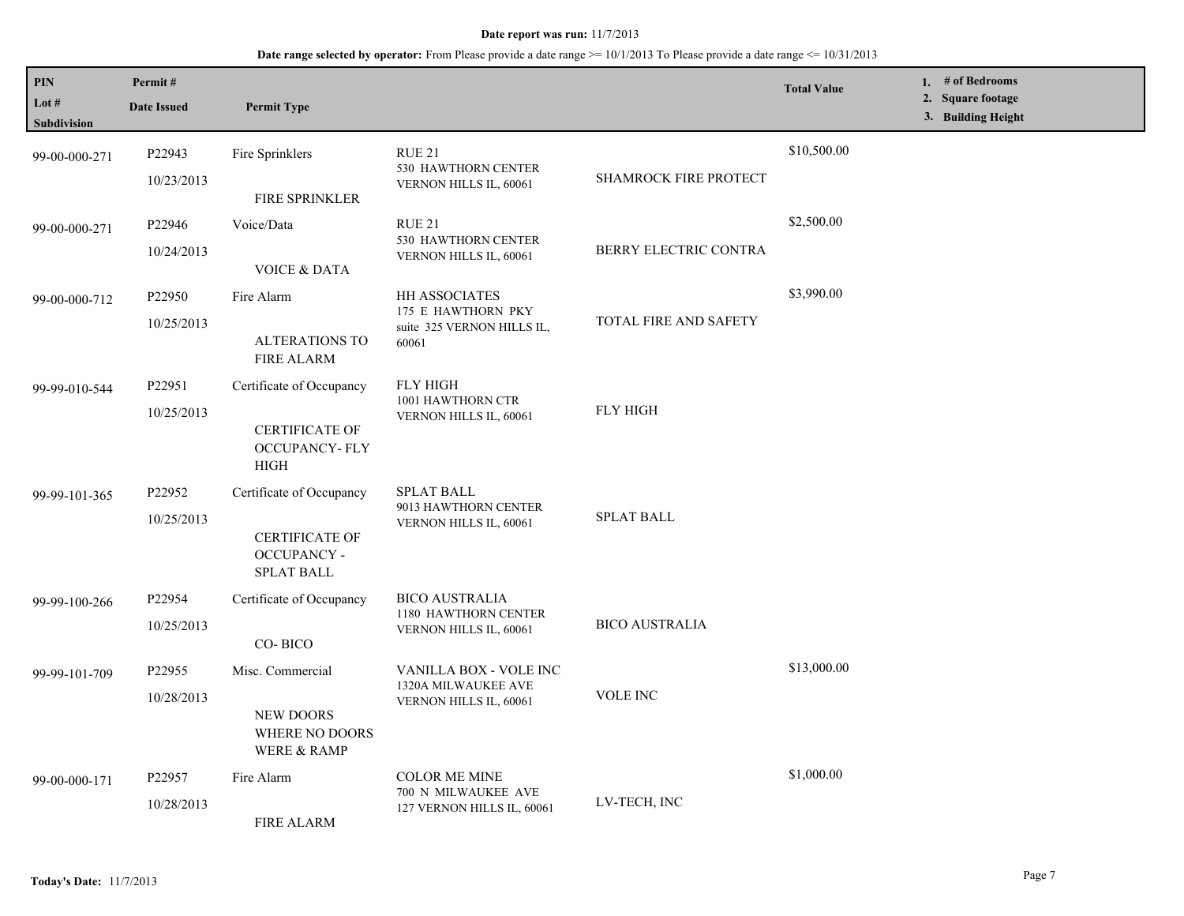**Date report was run:** 11/7/2013

**Date range selected by operator:** From Please provide a date range >= 10/1/2013 To Please provide a date range <= 10/31/2013

| PIN<br>Lot #<br>Subdivision | Permit #<br>Date Issued | Permit Type | | | Total Value | 1. # of Bedrooms<br>2. Square footage<br>3. Building Height |
|---|---|---|---|---|---|---|
| 99-00-000-271 | P22943<br>10/23/2013 | Fire Sprinklers<br>FIRE SPRINKLER | RUE 21<br>530 HAWTHORN CENTER<br>VERNON HILLS IL, 60061 | SHAMROCK FIRE PROTECT | $10,500.00 | |
| 99-00-000-271 | P22946<br>10/24/2013 | Voice/Data<br>VOICE & DATA | RUE 21<br>530 HAWTHORN CENTER<br>VERNON HILLS IL, 60061 | BERRY ELECTRIC CONTRA | $2,500.00 | |
| 99-00-000-712 | P22950<br>10/25/2013 | Fire Alarm<br>ALTERATIONS TO FIRE ALARM | HH ASSOCIATES<br>175 E HAWTHORN PKY<br>suite 325 VERNON HILLS IL, 60061 | TOTAL FIRE AND SAFETY | $3,990.00 | |
| 99-99-010-544 | P22951<br>10/25/2013 | Certificate of Occupancy<br>CERTIFICATE OF OCCUPANCY- FLY HIGH | FLY HIGH<br>1001 HAWTHORN CTR<br>VERNON HILLS IL, 60061 | FLY HIGH | | |
| 99-99-101-365 | P22952<br>10/25/2013 | Certificate of Occupancy<br>CERTIFICATE OF OCCUPANCY - SPLAT BALL | SPLAT BALL<br>9013 HAWTHORN CENTER<br>VERNON HILLS IL, 60061 | SPLAT BALL | | |
| 99-99-100-266 | P22954<br>10/25/2013 | Certificate of Occupancy<br>CO- BICO | BICO AUSTRALIA<br>1180 HAWTHORN CENTER<br>VERNON HILLS IL, 60061 | BICO AUSTRALIA | | |
| 99-99-101-709 | P22955<br>10/28/2013 | Misc. Commercial<br>NEW DOORS WHERE NO DOORS WERE & RAMP | VANILLA BOX - VOLE INC<br>1320A MILWAUKEE AVE<br>VERNON HILLS IL, 60061 | VOLE INC | $13,000.00 | |
| 99-00-000-171 | P22957<br>10/28/2013 | Fire Alarm<br>FIRE ALARM | COLOR ME MINE<br>700 N MILWAUKEE AVE<br>127 VERNON HILLS IL, 60061 | LV-TECH, INC | $1,000.00 | |

**Today's Date:** 11/7/2013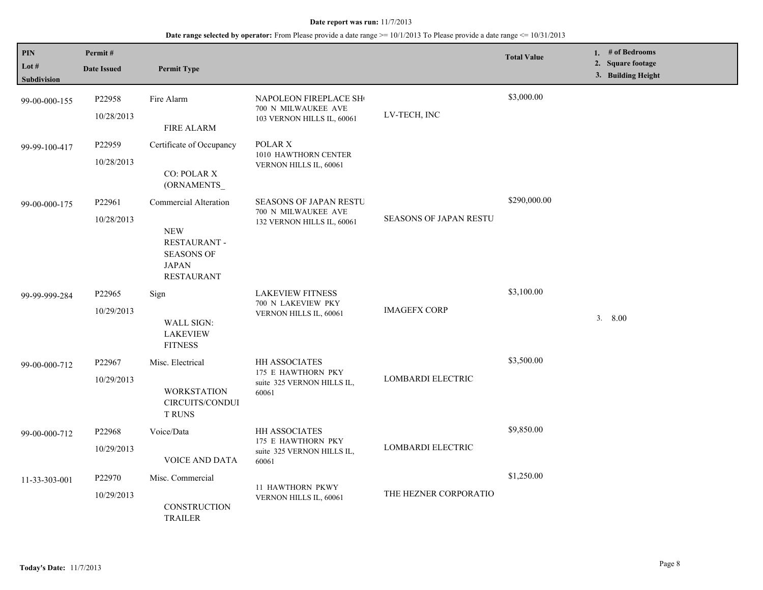**Date report was run:** 11/7/2013

**Date range selected by operator:** From Please provide a date range >= 10/1/2013 To Please provide a date range <= 10/31/2013

| PIN / Lot # / Subdivision | Permit # / Date Issued | Permit Type | | | Total Value | 1. # of Bedrooms 2. Square footage 3. Building Height |
|---|---|---|---|---|---|---|
| 99-00-000-155 | P22958 10/28/2013 | Fire Alarm FIRE ALARM | NAPOLEON FIREPLACE SH 700 N MILWAUKEE AVE 103 VERNON HILLS IL, 60061 | LV-TECH, INC | $3,000.00 | |
| 99-99-100-417 | P22959 10/28/2013 | Certificate of Occupancy CO: POLAR X (ORNAMENTS_ | POLAR X 1010 HAWTHORN CENTER VERNON HILLS IL, 60061 | | | |
| 99-00-000-175 | P22961 10/28/2013 | Commercial Alteration NEW RESTAURANT - SEASONS OF JAPAN RESTAURANT | SEASONS OF JAPAN RESTU 700 N MILWAUKEE AVE 132 VERNON HILLS IL, 60061 | SEASONS OF JAPAN RESTU | $290,000.00 | |
| 99-99-999-284 | P22965 10/29/2013 | Sign WALL SIGN: LAKEVIEW FITNESS | LAKEVIEW FITNESS 700 N LAKEVIEW PKY VERNON HILLS IL, 60061 | IMAGEFX CORP | $3,100.00 | 3. 8.00 |
| 99-00-000-712 | P22967 10/29/2013 | Misc. Electrical WORKSTATION CIRCUITS/CONDUIT RUNS | HH ASSOCIATES 175 E HAWTHORN PKY suite 325 VERNON HILLS IL, 60061 | LOMBARDI ELECTRIC | $3,500.00 | |
| 99-00-000-712 | P22968 10/29/2013 | Voice/Data VOICE AND DATA | HH ASSOCIATES 175 E HAWTHORN PKY suite 325 VERNON HILLS IL, 60061 | LOMBARDI ELECTRIC | $9,850.00 | |
| 11-33-303-001 | P22970 10/29/2013 | Misc. Commercial CONSTRUCTION TRAILER | 11 HAWTHORN PKWY VERNON HILLS IL, 60061 | THE HEZNER CORPORATIO | $1,250.00 | |

**Today's Date:** 11/7/2013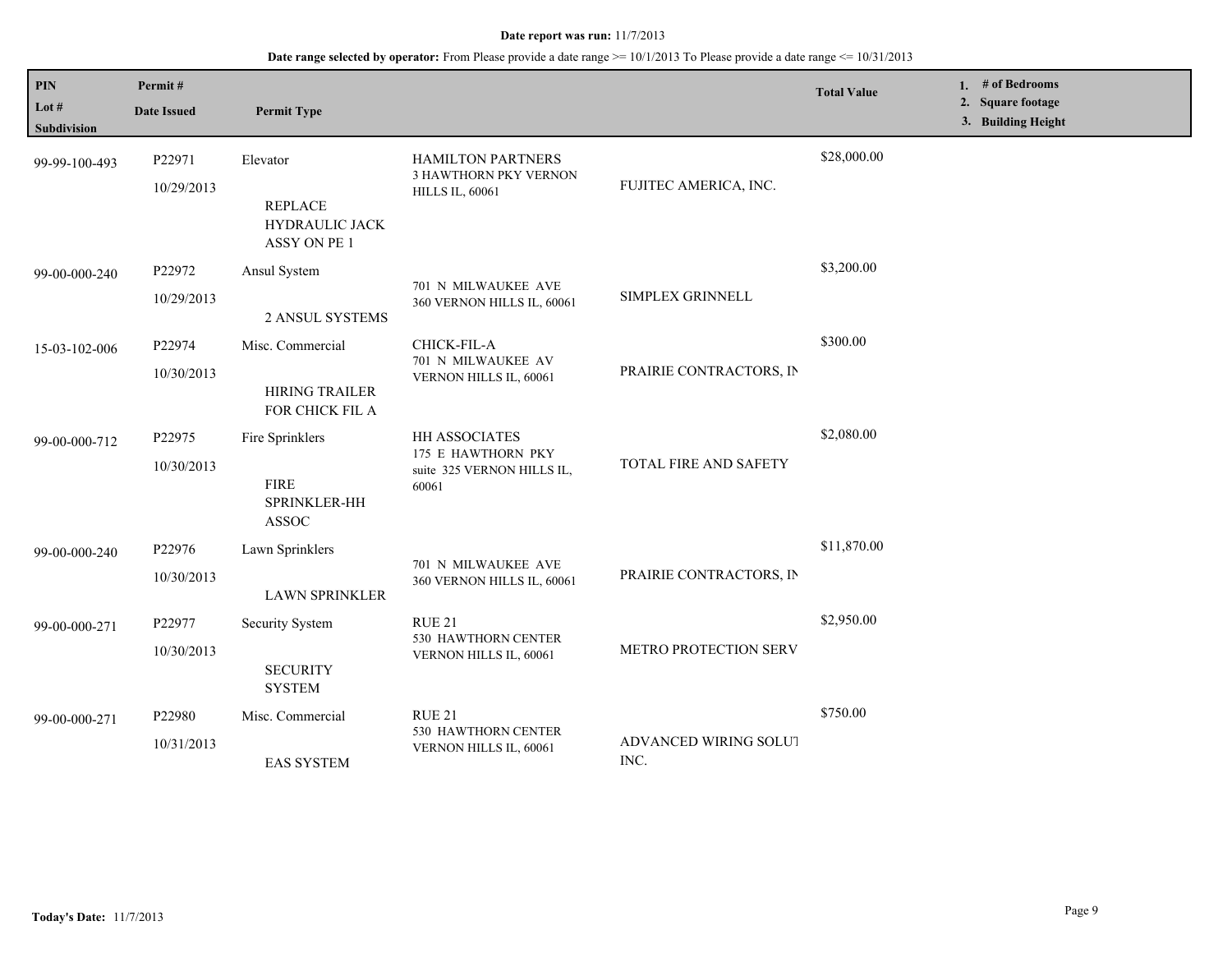**Date report was run:** 11/7/2013

**Date range selected by operator:** From Please provide a date range >= 10/1/2013 To Please provide a date range <= 10/31/2013

| PIN<br>Lot #<br>Subdivision | Permit #<br>Date Issued | Permit Type | | | Total Value | 1. # of Bedrooms<br>2. Square footage<br>3. Building Height |
|---|---|---|---|---|---|---|
| 99-99-100-493 | P22971<br>10/29/2013 | Elevator<br>REPLACE HYDRAULIC JACK ASSY ON PE 1 | HAMILTON PARTNERS<br>3 HAWTHORN PKY VERNON HILLS IL, 60061 | FUJITEC AMERICA, INC. | $28,000.00 | |
| 99-00-000-240 | P22972<br>10/29/2013 | Ansul System<br>2 ANSUL SYSTEMS | 701 N MILWAUKEE AVE<br>360 VERNON HILLS IL, 60061 | SIMPLEX GRINNELL | $3,200.00 | |
| 15-03-102-006 | P22974<br>10/30/2013 | Misc. Commercial<br>HIRING TRAILER FOR CHICK FIL A | CHICK-FIL-A<br>701 N MILWAUKEE AV<br>VERNON HILLS IL, 60061 | PRAIRIE CONTRACTORS, IN | $300.00 | |
| 99-00-000-712 | P22975<br>10/30/2013 | Fire Sprinklers<br>FIRE SPRINKLER-HH ASSOC | HH ASSOCIATES<br>175 E HAWTHORN PKY<br>suite 325 VERNON HILLS IL, 60061 | TOTAL FIRE AND SAFETY | $2,080.00 | |
| 99-00-000-240 | P22976<br>10/30/2013 | Lawn Sprinklers<br>LAWN SPRINKLER | 701 N MILWAUKEE AVE<br>360 VERNON HILLS IL, 60061 | PRAIRIE CONTRACTORS, IN | $11,870.00 | |
| 99-00-000-271 | P22977<br>10/30/2013 | Security System<br>SECURITY SYSTEM | RUE 21<br>530 HAWTHORN CENTER<br>VERNON HILLS IL, 60061 | METRO PROTECTION SERV | $2,950.00 | |
| 99-00-000-271 | P22980<br>10/31/2013 | Misc. Commercial<br>EAS SYSTEM | RUE 21<br>530 HAWTHORN CENTER<br>VERNON HILLS IL, 60061 | ADVANCED WIRING SOLUT INC. | $750.00 | |

**Today's Date:** 11/7/2013